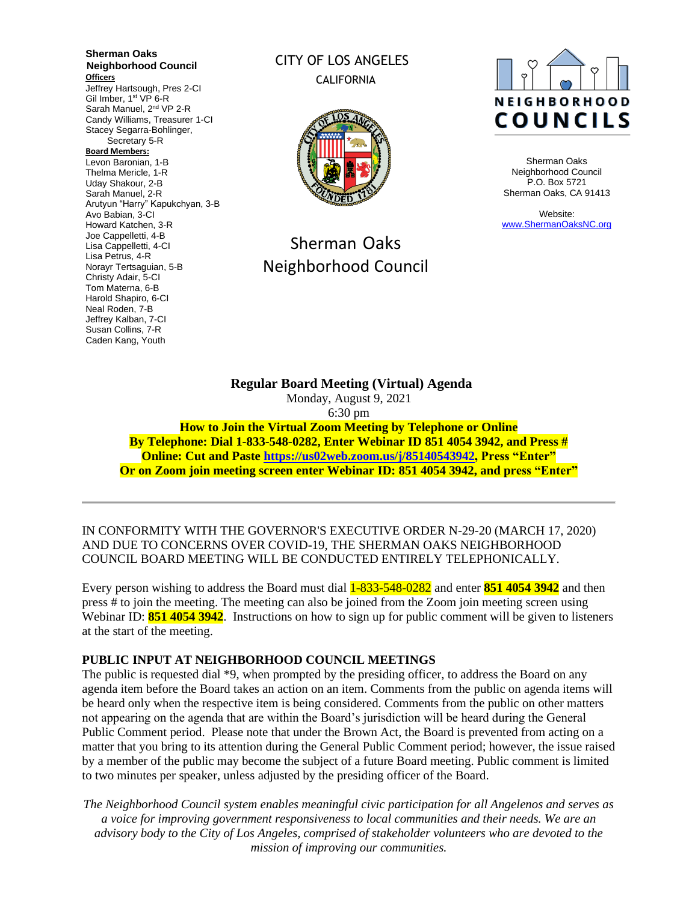**Sherman Oaks Neighborhood Council**

**Officers**

Jeffrey Hartsough, Pres 2-CI
Gil Imber, 1st VP 6-R
Sarah Manuel, 2nd VP 2-R
Candy Williams, Treasurer 1-CI
Stacey Segarra-Bohlinger, Secretary 5-R

**Board Members:**

Levon Baronian, 1-B
Thelma Mericle, 1-R
Uday Shakour, 2-B
Sarah Manuel, 2-R
Arutyun "Harry" Kapukchyan, 3-B
Avo Babian, 3-CI
Howard Katchen, 3-R
Joe Cappelletti, 4-B
Lisa Cappelletti, 4-CI
Lisa Petrus, 4-R
Norayr Tertsaguian, 5-B
Christy Adair, 5-CI
Tom Materna, 6-B
Harold Shapiro, 6-CI
Neal Roden, 7-B
Jeffrey Kalban, 7-CI
Susan Collins, 7-R
Caden Kang, Youth

CITY OF LOS ANGELES
CALIFORNIA

Sherman Oaks Neighborhood Council

NEIGHBORHOOD COUNCILS

Sherman Oaks Neighborhood Council
P.O. Box 5721
Sherman Oaks, CA 91413

Website:
www.ShermanOaksNC.org

## Regular Board Meeting (Virtual) Agenda

Monday, August 9, 2021
6:30 pm

**How to Join the Virtual Zoom Meeting by Telephone or Online**
**By Telephone: Dial 1-833-548-0282, Enter Webinar ID 851 4054 3942, and Press #**
**Online: Cut and Paste https://us02web.zoom.us/j/85140543942, Press "Enter"**
**Or on Zoom join meeting screen enter Webinar ID: 851 4054 3942, and press "Enter"**

---

IN CONFORMITY WITH THE GOVERNOR'S EXECUTIVE ORDER N-29-20 (MARCH 17, 2020) AND DUE TO CONCERNS OVER COVID-19, THE SHERMAN OAKS NEIGHBORHOOD COUNCIL BOARD MEETING WILL BE CONDUCTED ENTIRELY TELEPHONICALLY.

Every person wishing to address the Board must dial 1-833-548-0282 and enter **851 4054 3942** and then press # to join the meeting. The meeting can also be joined from the Zoom join meeting screen using Webinar ID: **851 4054 3942**. Instructions on how to sign up for public comment will be given to listeners at the start of the meeting.

### PUBLIC INPUT AT NEIGHBORHOOD COUNCIL MEETINGS

The public is requested dial *9, when prompted by the presiding officer, to address the Board on any agenda item before the Board takes an action on an item. Comments from the public on agenda items will be heard only when the respective item is being considered. Comments from the public on other matters not appearing on the agenda that are within the Board's jurisdiction will be heard during the General Public Comment period. Please note that under the Brown Act, the Board is prevented from acting on a matter that you bring to its attention during the General Public Comment period; however, the issue raised by a member of the public may become the subject of a future Board meeting. Public comment is limited to two minutes per speaker, unless adjusted by the presiding officer of the Board.

*The Neighborhood Council system enables meaningful civic participation for all Angelenos and serves as a voice for improving government responsiveness to local communities and their needs. We are an advisory body to the City of Los Angeles, comprised of stakeholder volunteers who are devoted to the mission of improving our communities.*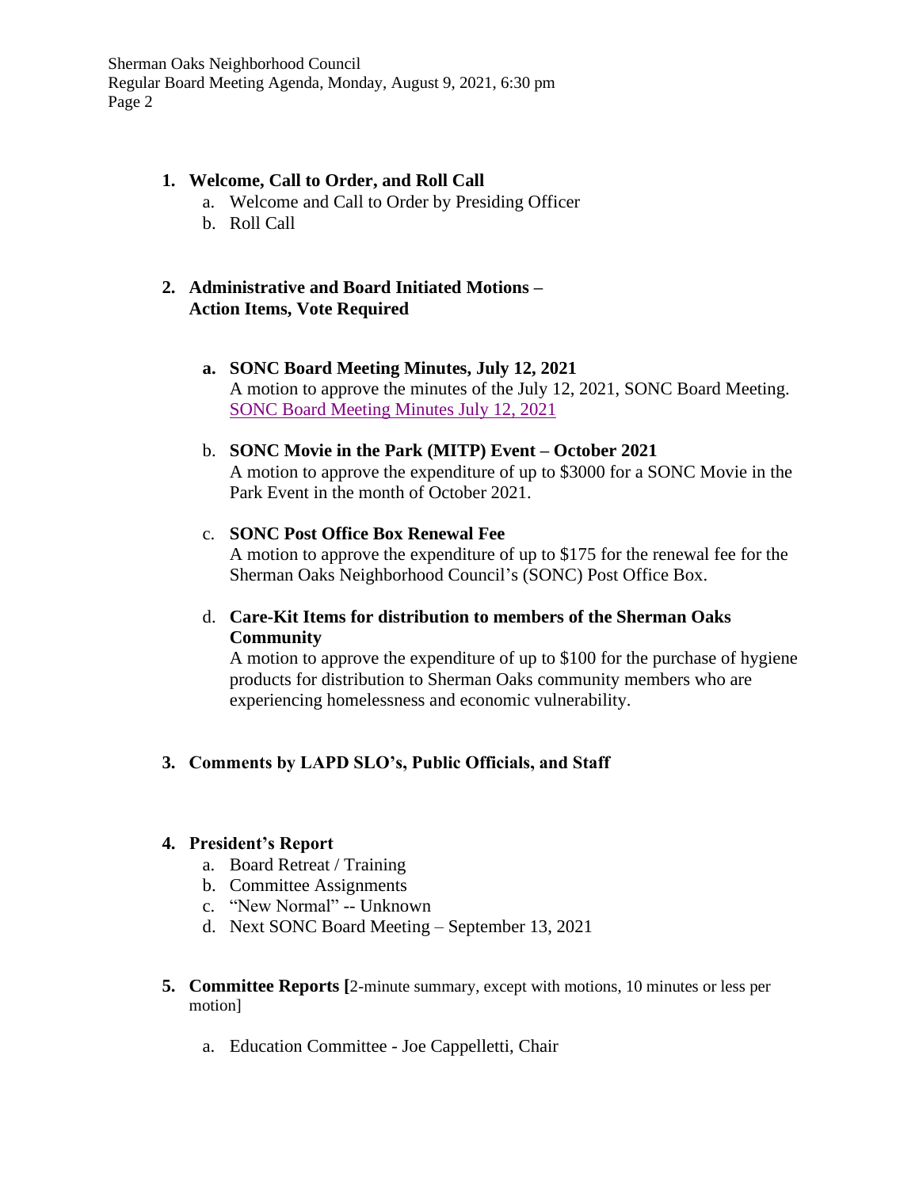1. **Welcome, Call to Order, and Roll Call**
    a. Welcome and Call to Order by Presiding Officer
    b. Roll Call

2. **Administrative and Board Initiated Motions – Action Items, Vote Required**

    **a. SONC Board Meeting Minutes, July 12, 2021**
    A motion to approve the minutes of the July 12, 2021, SONC Board Meeting.
    SONC Board Meeting Minutes July 12, 2021

    b. **SONC Movie in the Park (MITP) Event – October 2021**
    A motion to approve the expenditure of up to $3000 for a SONC Movie in the Park Event in the month of October 2021.

    c. **SONC Post Office Box Renewal Fee**
    A motion to approve the expenditure of up to $175 for the renewal fee for the Sherman Oaks Neighborhood Council's (SONC) Post Office Box.

    d. **Care-Kit Items for distribution to members of the Sherman Oaks Community**
    A motion to approve the expenditure of up to $100 for the purchase of hygiene products for distribution to Sherman Oaks community members who are experiencing homelessness and economic vulnerability.

3. **Comments by LAPD SLO's, Public Officials, and Staff**

4. **President's Report**
    a. Board Retreat / Training
    b. Committee Assignments
    c. "New Normal" -- Unknown
    d. Next SONC Board Meeting – September 13, 2021

5. **Committee Reports [**2-minute summary, except with motions, 10 minutes or less per motion]

    a. Education Committee - Joe Cappelletti, Chair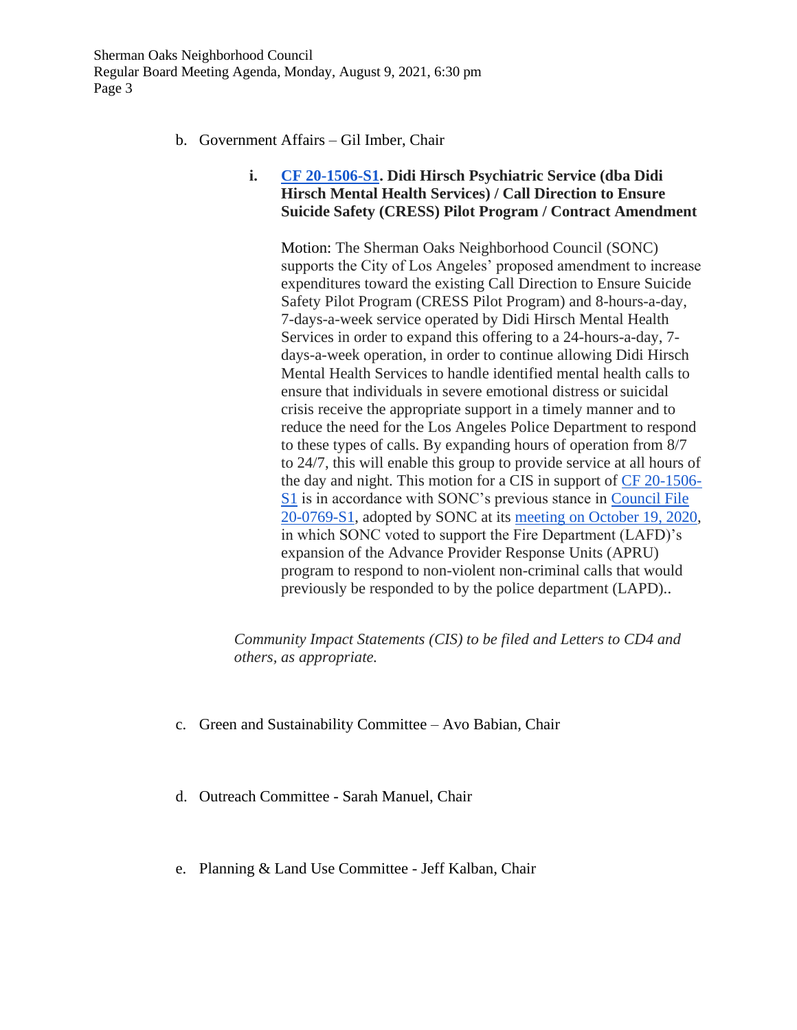b. Government Affairs – Gil Imber, Chair

**i. CF 20-1506-S1. Didi Hirsch Psychiatric Service (dba Didi Hirsch Mental Health Services) / Call Direction to Ensure Suicide Safety (CRESS) Pilot Program / Contract Amendment**

Motion: The Sherman Oaks Neighborhood Council (SONC) supports the City of Los Angeles' proposed amendment to increase expenditures toward the existing Call Direction to Ensure Suicide Safety Pilot Program (CRESS Pilot Program) and 8-hours-a-day, 7-days-a-week service operated by Didi Hirsch Mental Health Services in order to expand this offering to a 24-hours-a-day, 7-days-a-week operation, in order to continue allowing Didi Hirsch Mental Health Services to handle identified mental health calls to ensure that individuals in severe emotional distress or suicidal crisis receive the appropriate support in a timely manner and to reduce the need for the Los Angeles Police Department to respond to these types of calls. By expanding hours of operation from 8/7 to 24/7, this will enable this group to provide service at all hours of the day and night. This motion for a CIS in support of CF 20-1506-S1 is in accordance with SONC's previous stance in Council File 20-0769-S1, adopted by SONC at its meeting on October 19, 2020, in which SONC voted to support the Fire Department (LAFD)'s expansion of the Advance Provider Response Units (APRU) program to respond to non-violent non-criminal calls that would previously be responded to by the police department (LAPD)..

*Community Impact Statements (CIS) to be filed and Letters to CD4 and others, as appropriate.*

c. Green and Sustainability Committee – Avo Babian, Chair

d. Outreach Committee - Sarah Manuel, Chair

e. Planning & Land Use Committee - Jeff Kalban, Chair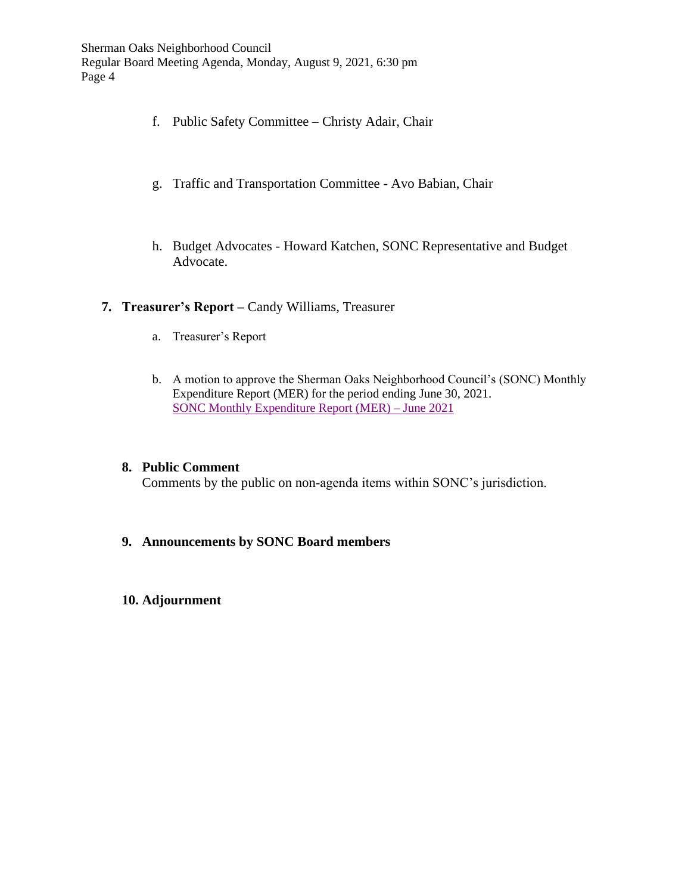f. Public Safety Committee – Christy Adair, Chair

g. Traffic and Transportation Committee - Avo Babian, Chair

h. Budget Advocates - Howard Katchen, SONC Representative and Budget Advocate.

**7. Treasurer's Report –** Candy Williams, Treasurer

a. Treasurer's Report

b. A motion to approve the Sherman Oaks Neighborhood Council's (SONC) Monthly Expenditure Report (MER) for the period ending June 30, 2021.
SONC Monthly Expenditure Report (MER) – June 2021

**8. Public Comment**
Comments by the public on non-agenda items within SONC's jurisdiction.

**9. Announcements by SONC Board members**

**10. Adjournment**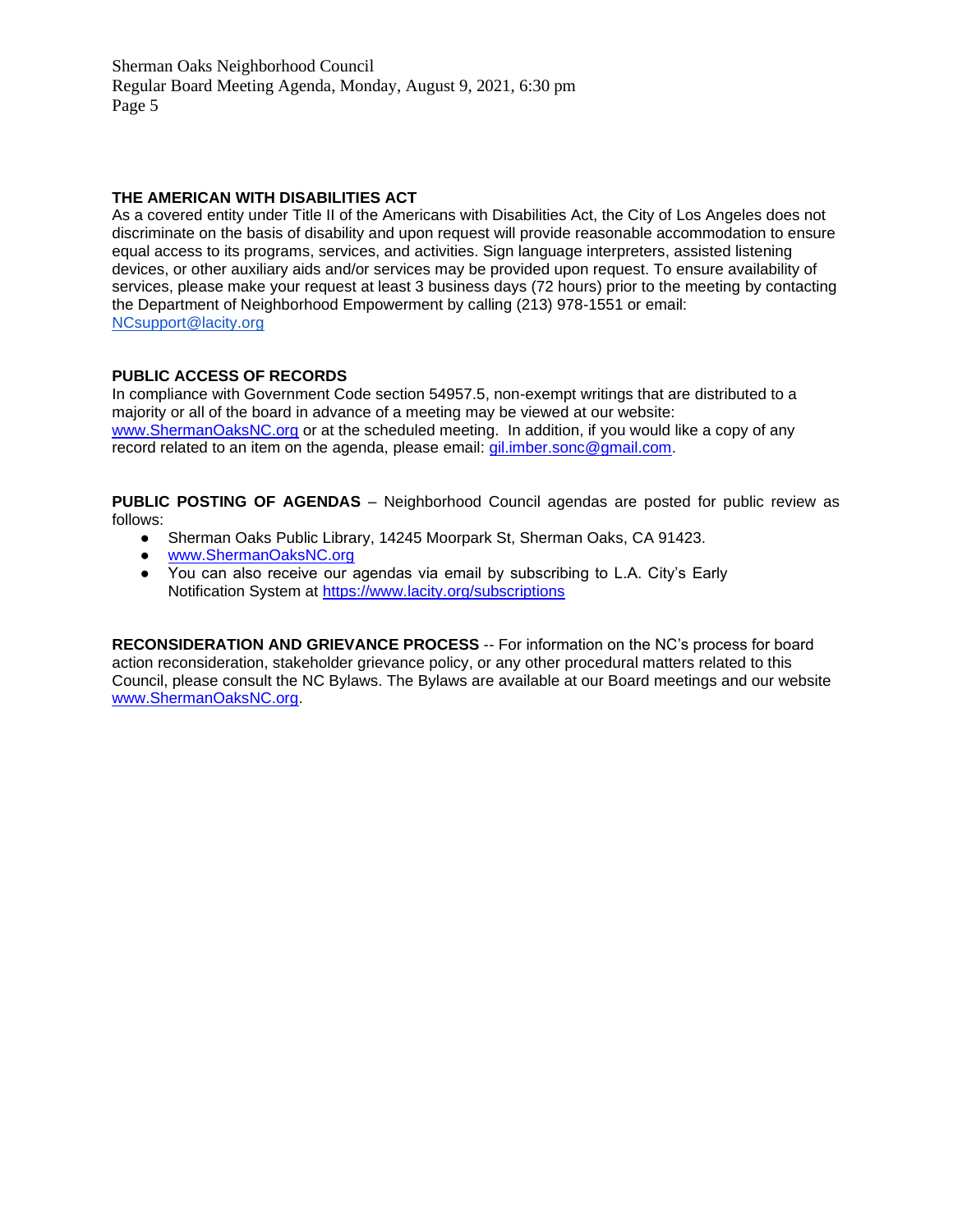## THE AMERICAN WITH DISABILITIES ACT

As a covered entity under Title II of the Americans with Disabilities Act, the City of Los Angeles does not discriminate on the basis of disability and upon request will provide reasonable accommodation to ensure equal access to its programs, services, and activities. Sign language interpreters, assisted listening devices, or other auxiliary aids and/or services may be provided upon request. To ensure availability of services, please make your request at least 3 business days (72 hours) prior to the meeting by contacting the Department of Neighborhood Empowerment by calling (213) 978-1551 or email: NCsupport@lacity.org

## PUBLIC ACCESS OF RECORDS

In compliance with Government Code section 54957.5, non-exempt writings that are distributed to a majority or all of the board in advance of a meeting may be viewed at our website: www.ShermanOaksNC.org or at the scheduled meeting. In addition, if you would like a copy of any record related to an item on the agenda, please email: gil.imber.sonc@gmail.com.

**PUBLIC POSTING OF AGENDAS** – Neighborhood Council agendas are posted for public review as follows:

- Sherman Oaks Public Library, 14245 Moorpark St, Sherman Oaks, CA 91423.
- www.ShermanOaksNC.org
- You can also receive our agendas via email by subscribing to L.A. City's Early Notification System at https://www.lacity.org/subscriptions

**RECONSIDERATION AND GRIEVANCE PROCESS** -- For information on the NC's process for board action reconsideration, stakeholder grievance policy, or any other procedural matters related to this Council, please consult the NC Bylaws. The Bylaws are available at our Board meetings and our website www.ShermanOaksNC.org.